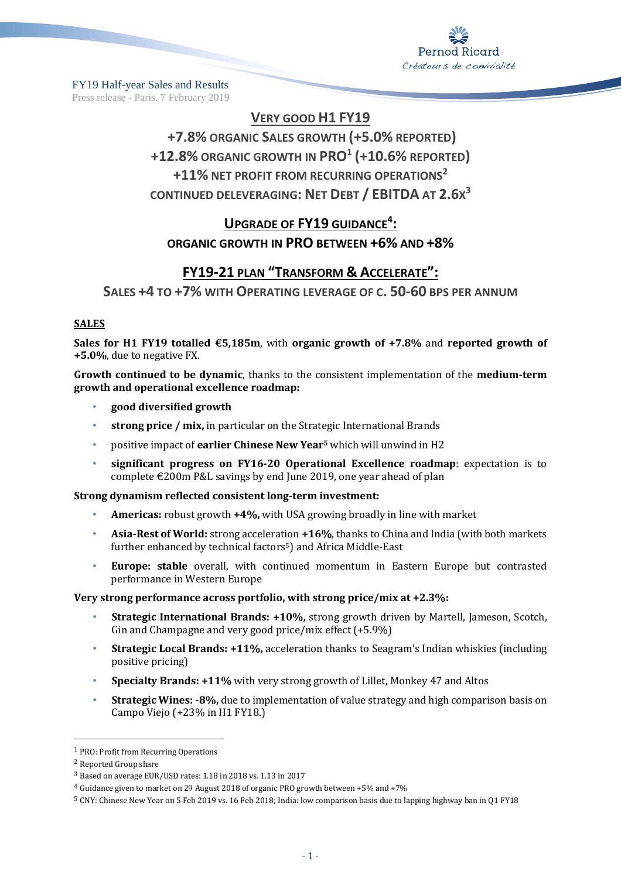FY19 Half-year Sales and Results
Press release - Paris, 7 February 2019

# VERY GOOD H1 FY19

## +7.8% ORGANIC SALES GROWTH (+5.0% REPORTED)

## +12.8% ORGANIC GROWTH IN PRO[1] (+10.6% REPORTED)

## +11% NET PROFIT FROM RECURRING OPERATIONS[2]

## CONTINUED DELEVERAGING: NET DEBT / EBITDA AT 2.6X[3]

# UPGRADE OF FY19 GUIDANCE[4]:

## ORGANIC GROWTH IN PRO BETWEEN +6% AND +8%

# FY19-21 PLAN "TRANSFORM & ACCELERATE":

## SALES +4 TO +7% WITH OPERATING LEVERAGE OF C. 50-60 BPS PER ANNUM

### SALES

**Sales for H1 FY19 totalled €5,185m**, with **organic growth of +7.8%** and **reported growth of +5.0%**, due to negative FX.

**Growth continued to be dynamic**, thanks to the consistent implementation of the **medium-term growth and operational excellence roadmap:**

- **good diversified growth**
- **strong price / mix,** in particular on the Strategic International Brands
- positive impact of **earlier Chinese New Year**[5] which will unwind in H2
- **significant progress on FY16-20 Operational Excellence roadmap**: expectation is to complete €200m P&L savings by end June 2019, one year ahead of plan

**Strong dynamism reflected consistent long-term investment:**

- **Americas:** robust growth **+4%,** with USA growing broadly in line with market
- **Asia-Rest of World:** strong acceleration **+16%**, thanks to China and India (with both markets further enhanced by technical factors[5]) and Africa Middle-East
- **Europe: stable** overall, with continued momentum in Eastern Europe but contrasted performance in Western Europe

**Very strong performance across portfolio, with strong price/mix at +2.3%:**

- **Strategic International Brands: +10%,** strong growth driven by Martell, Jameson, Scotch, Gin and Champagne and very good price/mix effect (+5.9%)
- **Strategic Local Brands: +11%,** acceleration thanks to Seagram's Indian whiskies (including positive pricing)
- **Specialty Brands: +11%** with very strong growth of Lillet, Monkey 47 and Altos
- **Strategic Wines: -8%,** due to implementation of value strategy and high comparison basis on Campo Viejo (+23% in H1 FY18.)

---

[1] PRO: Profit from Recurring Operations
[2] Reported Group share
[3] Based on average EUR/USD rates: 1.18 in 2018 vs. 1.13 in 2017
[4] Guidance given to market on 29 August 2018 of organic PRO growth between +5% and +7%
[5] CNY: Chinese New Year on 5 Feb 2019 vs. 16 Feb 2018; India: low comparison basis due to lapping highway ban in Q1 FY18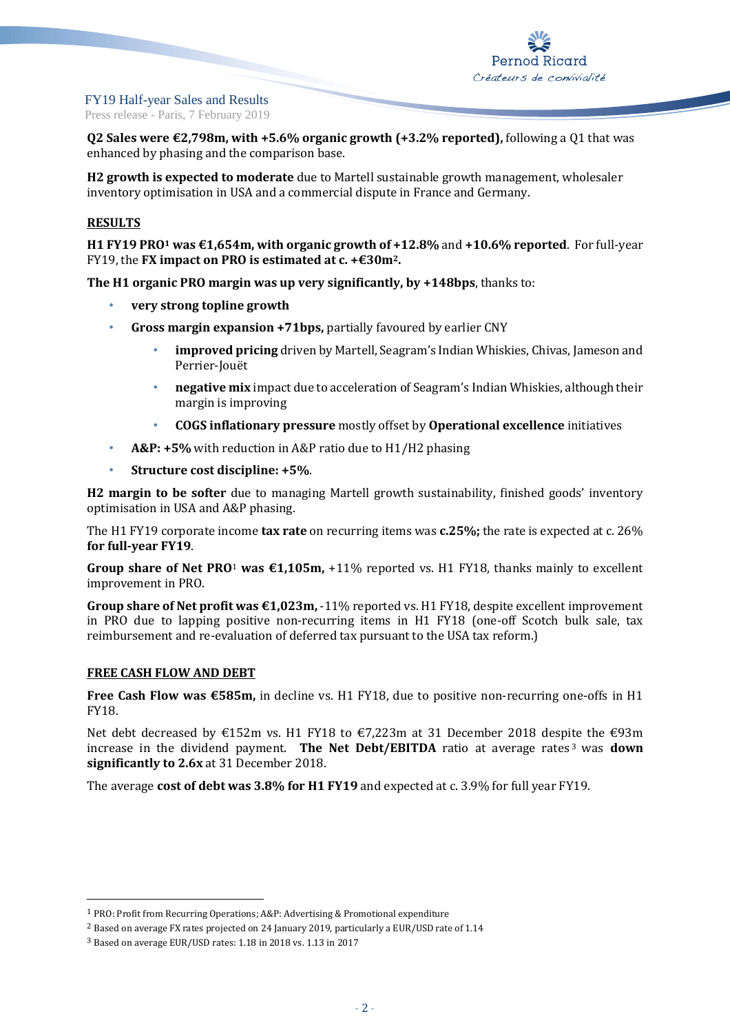**Q2 Sales were €2,798m, with +5.6% organic growth (+3.2% reported),** following a Q1 that was enhanced by phasing and the comparison base.

**H2 growth is expected to moderate** due to Martell sustainable growth management, wholesaler inventory optimisation in USA and a commercial dispute in France and Germany.

## RESULTS

**H1 FY19 PRO[1] was €1,654m, with organic growth of +12.8%** and **+10.6% reported**. For full-year FY19, the **FX impact on PRO is estimated at c. +€30m[2].**

**The H1 organic PRO margin was up very significantly, by +148bps**, thanks to:

- **very strong topline growth**
- **Gross margin expansion +71bps,** partially favoured by earlier CNY
  - **improved pricing** driven by Martell, Seagram's Indian Whiskies, Chivas, Jameson and Perrier-Jouët
  - **negative mix** impact due to acceleration of Seagram's Indian Whiskies, although their margin is improving
  - **COGS inflationary pressure** mostly offset by **Operational excellence** initiatives
- **A&P: +5%** with reduction in A&P ratio due to H1/H2 phasing
- **Structure cost discipline: +5%**.

**H2 margin to be softer** due to managing Martell growth sustainability, finished goods' inventory optimisation in USA and A&P phasing.

The H1 FY19 corporate income **tax rate** on recurring items was **c.25%;** the rate is expected at c. 26% **for full-year FY19**.

**Group share of Net PRO**[1] **was €1,105m,** +11% reported vs. H1 FY18, thanks mainly to excellent improvement in PRO.

**Group share of Net profit was €1,023m,** -11% reported vs. H1 FY18, despite excellent improvement in PRO due to lapping positive non-recurring items in H1 FY18 (one-off Scotch bulk sale, tax reimbursement and re-evaluation of deferred tax pursuant to the USA tax reform.)

## FREE CASH FLOW AND DEBT

**Free Cash Flow was €585m,** in decline vs. H1 FY18, due to positive non-recurring one-offs in H1 FY18.

Net debt decreased by €152m vs. H1 FY18 to €7,223m at 31 December 2018 despite the €93m increase in the dividend payment. **The Net Debt/EBITDA** ratio at average rates[3] was **down significantly to 2.6x** at 31 December 2018.

The average **cost of debt was 3.8% for H1 FY19** and expected at c. 3.9% for full year FY19.

---

[1] PRO: Profit from Recurring Operations; A&P: Advertising & Promotional expenditure

[2] Based on average FX rates projected on 24 January 2019, particularly a EUR/USD rate of 1.14

[3] Based on average EUR/USD rates: 1.18 in 2018 vs. 1.13 in 2017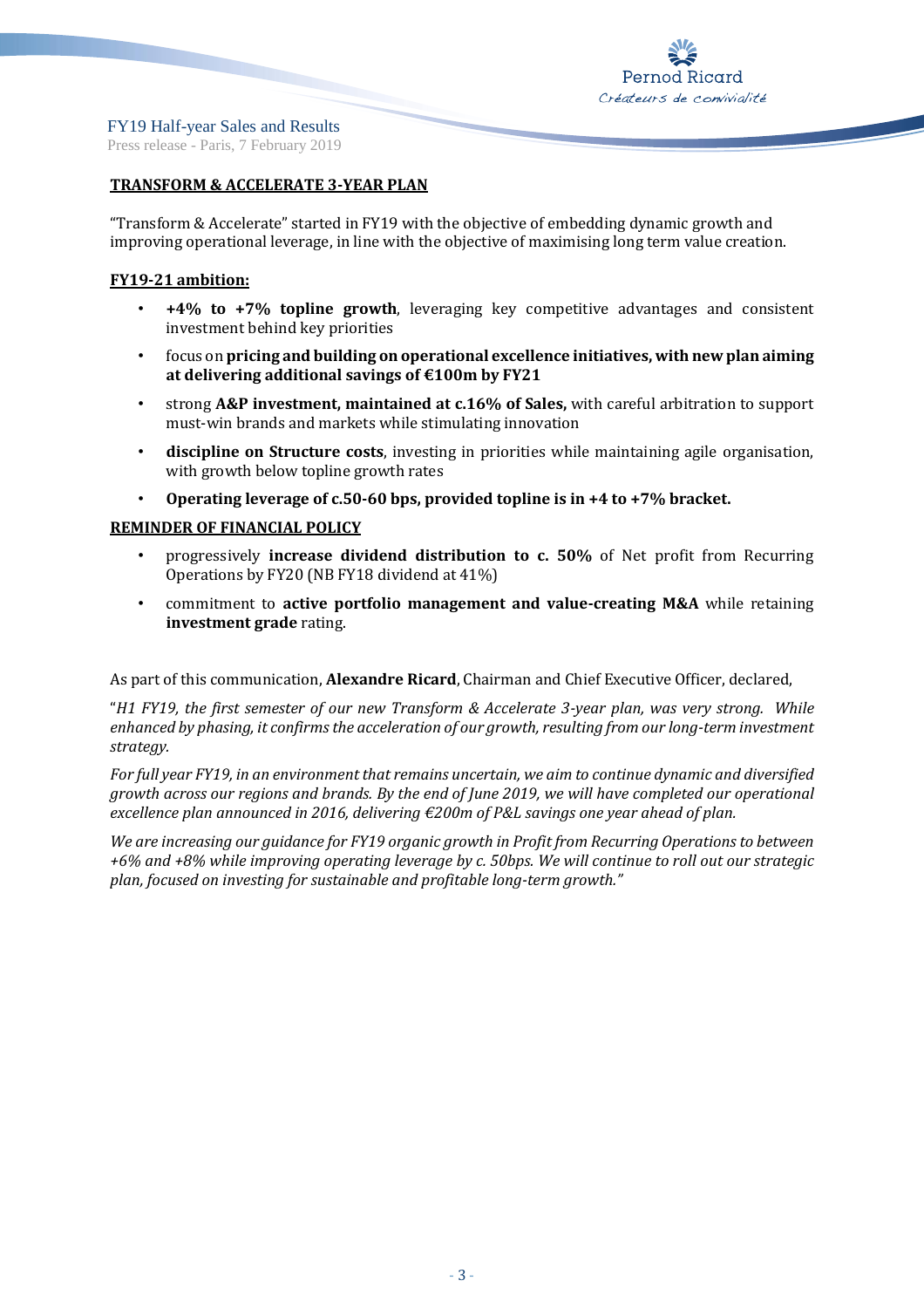## TRANSFORM & ACCELERATE 3-YEAR PLAN

"Transform & Accelerate" started in FY19 with the objective of embedding dynamic growth and improving operational leverage, in line with the objective of maximising long term value creation.

### FY19-21 ambition:

- **+4% to +7% topline growth**, leveraging key competitive advantages and consistent investment behind key priorities
- focus on **pricing and building on operational excellence initiatives, with new plan aiming at delivering additional savings of €100m by FY21**
- strong **A&P investment, maintained at c.16% of Sales,** with careful arbitration to support must-win brands and markets while stimulating innovation
- **discipline on Structure costs**, investing in priorities while maintaining agile organisation, with growth below topline growth rates
- **Operating leverage of c.50-60 bps, provided topline is in +4 to +7% bracket.**

## REMINDER OF FINANCIAL POLICY

- progressively **increase dividend distribution to c. 50%** of Net profit from Recurring Operations by FY20 (NB FY18 dividend at 41%)
- commitment to **active portfolio management and value-creating M&A** while retaining **investment grade** rating.

As part of this communication, **Alexandre Ricard**, Chairman and Chief Executive Officer, declared,

"*H1 FY19, the first semester of our new Transform & Accelerate 3-year plan, was very strong. While enhanced by phasing, it confirms the acceleration of our growth, resulting from our long-term investment strategy.*

*For full year FY19, in an environment that remains uncertain, we aim to continue dynamic and diversified growth across our regions and brands. By the end of June 2019, we will have completed our operational excellence plan announced in 2016, delivering €200m of P&L savings one year ahead of plan.*

*We are increasing our guidance for FY19 organic growth in Profit from Recurring Operations to between +6% and +8% while improving operating leverage by c. 50bps. We will continue to roll out our strategic plan, focused on investing for sustainable and profitable long-term growth.*"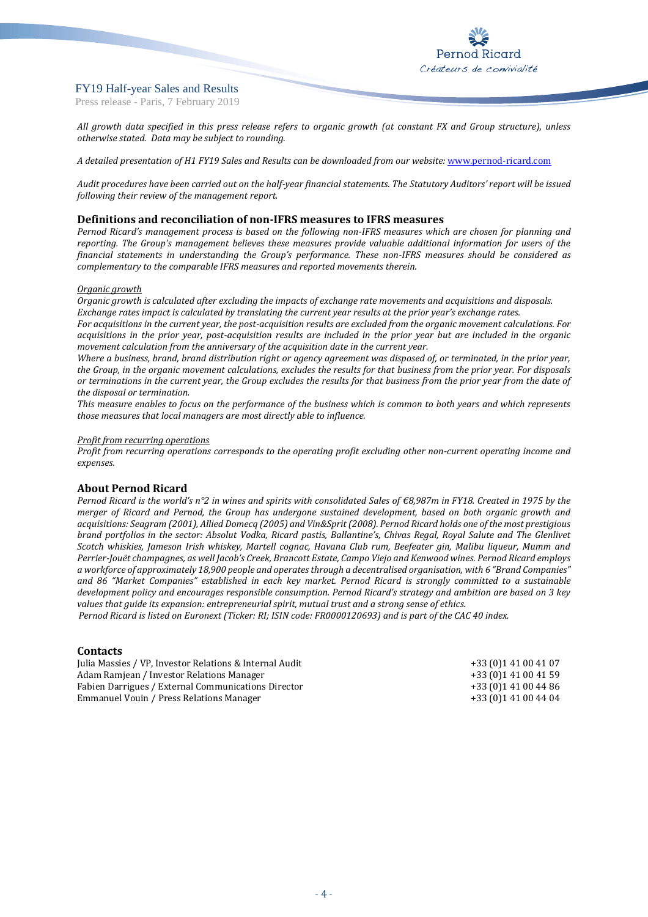*All growth data specified in this press release refers to organic growth (at constant FX and Group structure), unless otherwise stated. Data may be subject to rounding.*

*A detailed presentation of H1 FY19 Sales and Results can be downloaded from our website:* www.pernod-ricard.com

*Audit procedures have been carried out on the half-year financial statements. The Statutory Auditors' report will be issued following their review of the management report.*

## Definitions and reconciliation of non-IFRS measures to IFRS measures

*Pernod Ricard's management process is based on the following non-IFRS measures which are chosen for planning and reporting. The Group's management believes these measures provide valuable additional information for users of the financial statements in understanding the Group's performance. These non-IFRS measures should be considered as complementary to the comparable IFRS measures and reported movements therein.*

*Organic growth*

*Organic growth is calculated after excluding the impacts of exchange rate movements and acquisitions and disposals.*
*Exchange rates impact is calculated by translating the current year results at the prior year's exchange rates.*
*For acquisitions in the current year, the post-acquisition results are excluded from the organic movement calculations. For acquisitions in the prior year, post-acquisition results are included in the prior year but are included in the organic movement calculation from the anniversary of the acquisition date in the current year.*
*Where a business, brand, brand distribution right or agency agreement was disposed of, or terminated, in the prior year, the Group, in the organic movement calculations, excludes the results for that business from the prior year. For disposals or terminations in the current year, the Group excludes the results for that business from the prior year from the date of the disposal or termination.*
*This measure enables to focus on the performance of the business which is common to both years and which represents those measures that local managers are most directly able to influence.*

*Profit from recurring operations*

*Profit from recurring operations corresponds to the operating profit excluding other non-current operating income and expenses.*

## About Pernod Ricard

*Pernod Ricard is the world's n°2 in wines and spirits with consolidated Sales of €8,987m in FY18. Created in 1975 by the merger of Ricard and Pernod, the Group has undergone sustained development, based on both organic growth and acquisitions: Seagram (2001), Allied Domecq (2005) and Vin&Sprit (2008). Pernod Ricard holds one of the most prestigious brand portfolios in the sector: Absolut Vodka, Ricard pastis, Ballantine's, Chivas Regal, Royal Salute and The Glenlivet Scotch whiskies, Jameson Irish whiskey, Martell cognac, Havana Club rum, Beefeater gin, Malibu liqueur, Mumm and Perrier-Jouët champagnes, as well Jacob's Creek, Brancott Estate, Campo Viejo and Kenwood wines. Pernod Ricard employs a workforce of approximately 18,900 people and operates through a decentralised organisation, with 6 "Brand Companies" and 86 "Market Companies" established in each key market. Pernod Ricard is strongly committed to a sustainable development policy and encourages responsible consumption. Pernod Ricard's strategy and ambition are based on 3 key values that guide its expansion: entrepreneurial spirit, mutual trust and a strong sense of ethics.*
*Pernod Ricard is listed on Euronext (Ticker: RI; ISIN code: FR0000120693) and is part of the CAC 40 index.*

## Contacts

| | |
|---|---|
| Julia Massies / VP, Investor Relations & Internal Audit | +33 (0)1 41 00 41 07 |
| Adam Ramjean / Investor Relations Manager | +33 (0)1 41 00 41 59 |
| Fabien Darrigues / External Communications Director | +33 (0)1 41 00 44 86 |
| Emmanuel Vouin / Press Relations Manager | +33 (0)1 41 00 44 04 |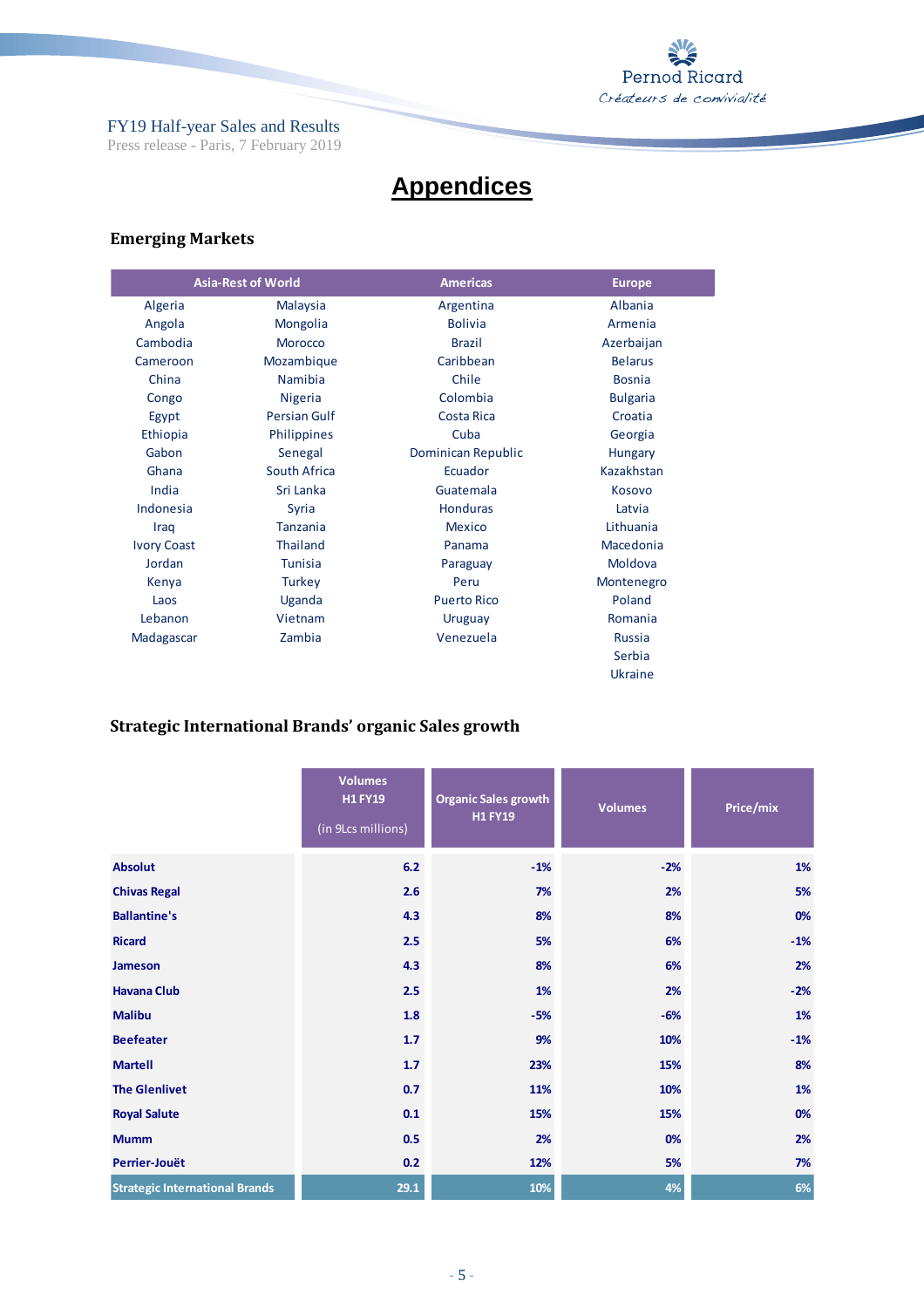# Appendices

## Emerging Markets

| Asia-Rest of World | | Americas | Europe |
|---|---|---|---|
| Algeria | Malaysia | Argentina | Albania |
| Angola | Mongolia | Bolivia | Armenia |
| Cambodia | Morocco | Brazil | Azerbaijan |
| Cameroon | Mozambique | Caribbean | Belarus |
| China | Namibia | Chile | Bosnia |
| Congo | Nigeria | Colombia | Bulgaria |
| Egypt | Persian Gulf | Costa Rica | Croatia |
| Ethiopia | Philippines | Cuba | Georgia |
| Gabon | Senegal | Dominican Republic | Hungary |
| Ghana | South Africa | Ecuador | Kazakhstan |
| India | Sri Lanka | Guatemala | Kosovo |
| Indonesia | Syria | Honduras | Latvia |
| Iraq | Tanzania | Mexico | Lithuania |
| Ivory Coast | Thailand | Panama | Macedonia |
| Jordan | Tunisia | Paraguay | Moldova |
| Kenya | Turkey | Peru | Montenegro |
| Laos | Uganda | Puerto Rico | Poland |
| Lebanon | Vietnam | Uruguay | Romania |
| Madagascar | Zambia | Venezuela | Russia |
| | | | Serbia |
| | | | Ukraine |

## Strategic International Brands' organic Sales growth

| | Volumes H1 FY19 (in 9Lcs millions) | Organic Sales growth H1 FY19 | Volumes | Price/mix |
|---|---|---|---|---|
| **Absolut** | **6.2** | **-1%** | **-2%** | **1%** |
| **Chivas Regal** | **2.6** | **7%** | **2%** | **5%** |
| **Ballantine's** | **4.3** | **8%** | **8%** | **0%** |
| **Ricard** | **2.5** | **5%** | **6%** | **-1%** |
| **Jameson** | **4.3** | **8%** | **6%** | **2%** |
| **Havana Club** | **2.5** | **1%** | **2%** | **-2%** |
| **Malibu** | **1.8** | **-5%** | **-6%** | **1%** |
| **Beefeater** | **1.7** | **9%** | **10%** | **-1%** |
| **Martell** | **1.7** | **23%** | **15%** | **8%** |
| **The Glenlivet** | **0.7** | **11%** | **10%** | **1%** |
| **Royal Salute** | **0.1** | **15%** | **15%** | **0%** |
| **Mumm** | **0.5** | **2%** | **0%** | **2%** |
| **Perrier-Jouët** | **0.2** | **12%** | **5%** | **7%** |
| **Strategic International Brands** | **29.1** | **10%** | **4%** | **6%** |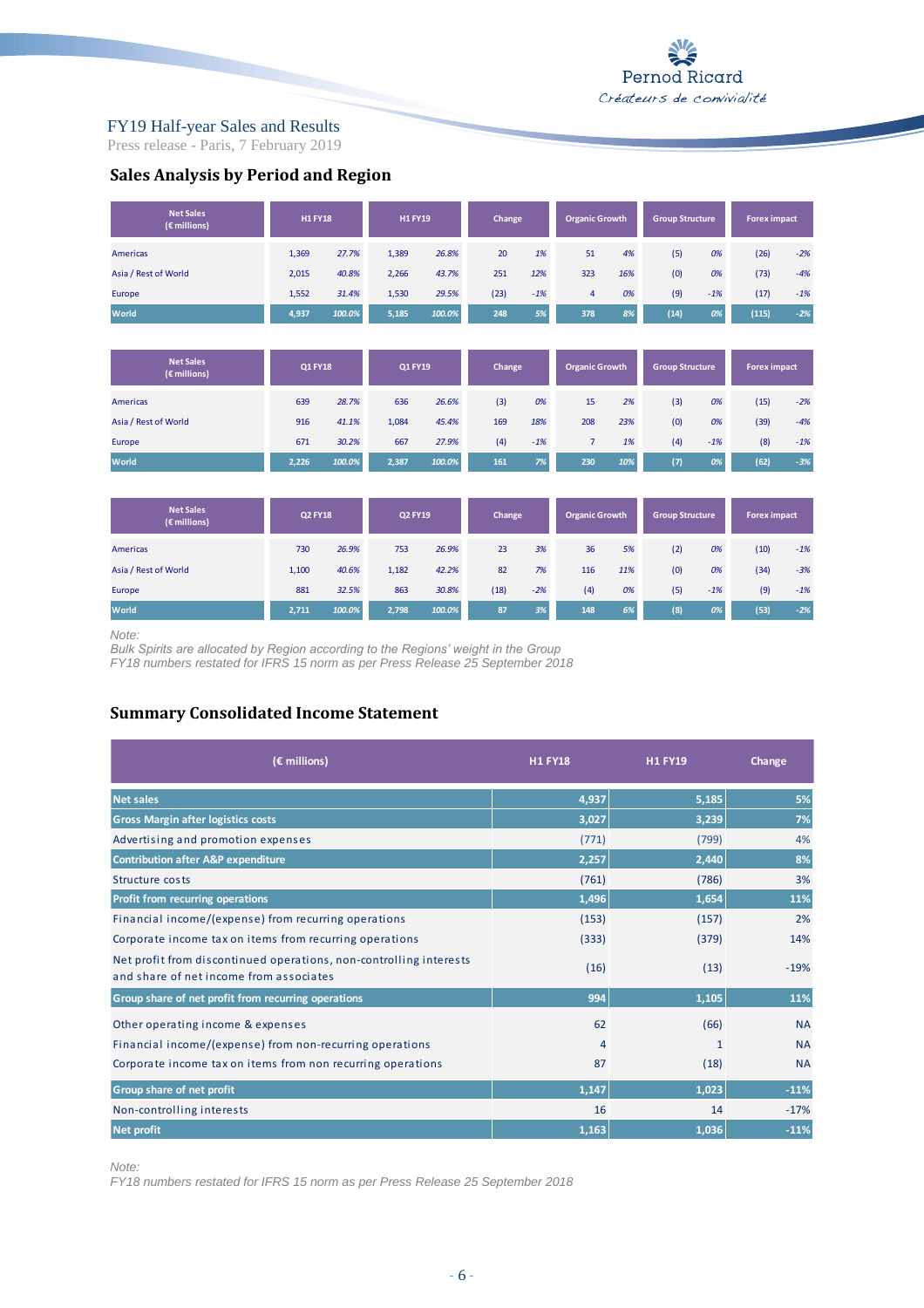FY19 Half-year Sales and Results
Press release - Paris, 7 February 2019

## Sales Analysis by Period and Region

| Net Sales (€ millions) | H1 FY18 | | H1 FY19 | | Change | | Organic Growth | | Group Structure | | Forex impact | |
|---|---|---|---|---|---|---|---|---|---|---|---|---|
| Americas | 1,369 | 27.7% | 1,389 | 26.8% | 20 | 1% | 51 | 4% | (5) | 0% | (26) | -2% |
| Asia / Rest of World | 2,015 | 40.8% | 2,266 | 43.7% | 251 | 12% | 323 | 16% | (0) | 0% | (73) | -4% |
| Europe | 1,552 | 31.4% | 1,530 | 29.5% | (23) | -1% | 4 | 0% | (9) | -1% | (17) | -1% |
| World | 4,937 | 100.0% | 5,185 | 100.0% | 248 | 5% | 378 | 8% | (14) | 0% | (115) | -2% |

| Net Sales (€ millions) | Q1 FY18 | | Q1 FY19 | | Change | | Organic Growth | | Group Structure | | Forex impact | |
|---|---|---|---|---|---|---|---|---|---|---|---|---|
| Americas | 639 | 28.7% | 636 | 26.6% | (3) | 0% | 15 | 2% | (3) | 0% | (15) | -2% |
| Asia / Rest of World | 916 | 41.1% | 1,084 | 45.4% | 169 | 18% | 208 | 23% | (0) | 0% | (39) | -4% |
| Europe | 671 | 30.2% | 667 | 27.9% | (4) | -1% | 7 | 1% | (4) | -1% | (8) | -1% |
| World | 2,226 | 100.0% | 2,387 | 100.0% | 161 | 7% | 230 | 10% | (7) | 0% | (62) | -3% |

| Net Sales (€ millions) | Q2 FY18 | | Q2 FY19 | | Change | | Organic Growth | | Group Structure | | Forex impact | |
|---|---|---|---|---|---|---|---|---|---|---|---|---|
| Americas | 730 | 26.9% | 753 | 26.9% | 23 | 3% | 36 | 5% | (2) | 0% | (10) | -1% |
| Asia / Rest of World | 1,100 | 40.6% | 1,182 | 42.2% | 82 | 7% | 116 | 11% | (0) | 0% | (34) | -3% |
| Europe | 881 | 32.5% | 863 | 30.8% | (18) | -2% | (4) | 0% | (5) | -1% | (9) | -1% |
| World | 2,711 | 100.0% | 2,798 | 100.0% | 87 | 3% | 148 | 6% | (8) | 0% | (53) | -2% |

*Note:*
*Bulk Spirits are allocated by Region according to the Regions' weight in the Group*
*FY18 numbers restated for IFRS 15 norm as per Press Release 25 September 2018*

## Summary Consolidated Income Statement

| (€ millions) | H1 FY18 | H1 FY19 | Change |
|---|---|---|---|
| **Net sales** | 4,937 | 5,185 | 5% |
| **Gross Margin after logistics costs** | 3,027 | 3,239 | 7% |
| Advertising and promotion expenses | (771) | (799) | 4% |
| **Contribution after A&P expenditure** | 2,257 | 2,440 | 8% |
| Structure costs | (761) | (786) | 3% |
| **Profit from recurring operations** | 1,496 | 1,654 | 11% |
| Financial income/(expense) from recurring operations | (153) | (157) | 2% |
| Corporate income tax on items from recurring operations | (333) | (379) | 14% |
| Net profit from discontinued operations, non-controlling interests and share of net income from associates | (16) | (13) | -19% |
| **Group share of net profit from recurring operations** | 994 | 1,105 | 11% |
| Other operating income & expenses | 62 | (66) | NA |
| Financial income/(expense) from non-recurring operations | 4 | 1 | NA |
| Corporate income tax on items from non recurring operations | 87 | (18) | NA |
| **Group share of net profit** | 1,147 | 1,023 | -11% |
| Non-controlling interests | 16 | 14 | -17% |
| **Net profit** | 1,163 | 1,036 | -11% |

*Note:*
*FY18 numbers restated for IFRS 15 norm as per Press Release 25 September 2018*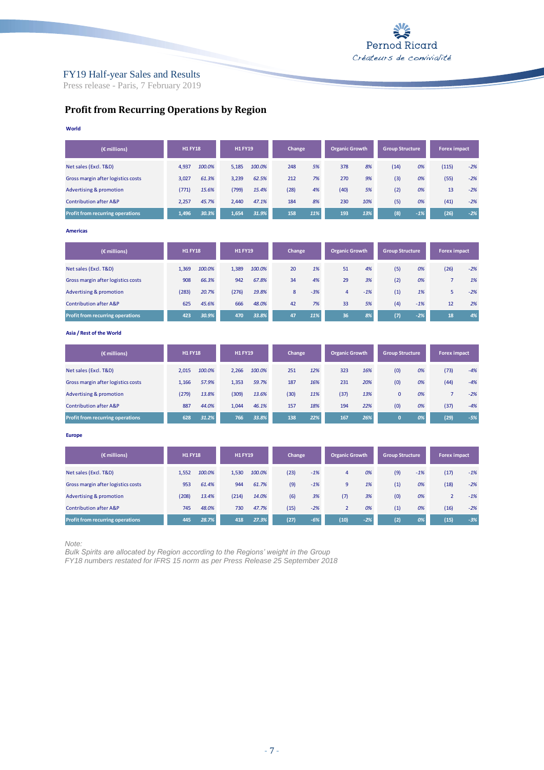## Profit from Recurring Operations by Region

**World**

| (€ millions) | H1 FY18 | | H1 FY19 | | Change | | Organic Growth | | Group Structure | | Forex impact | |
|---|---|---|---|---|---|---|---|---|---|---|---|---|
| Net sales (Excl. T&D) | 4,937 | 100.0% | 5,185 | 100.0% | 248 | 5% | 378 | 8% | (14) | 0% | (115) | -2% |
| Gross margin after logistics costs | 3,027 | 61.3% | 3,239 | 62.5% | 212 | 7% | 270 | 9% | (3) | 0% | (55) | -2% |
| Advertising & promotion | (771) | 15.6% | (799) | 15.4% | (28) | 4% | (40) | 5% | (2) | 0% | 13 | -2% |
| Contribution after A&P | 2,257 | 45.7% | 2,440 | 47.1% | 184 | 8% | 230 | 10% | (5) | 0% | (41) | -2% |
| **Profit from recurring operations** | **1,496** | **30.3%** | **1,654** | **31.9%** | **158** | **11%** | **193** | **13%** | **(8)** | **-1%** | **(26)** | **-2%** |

**Americas**

| (€ millions) | H1 FY18 | | H1 FY19 | | Change | | Organic Growth | | Group Structure | | Forex impact | |
|---|---|---|---|---|---|---|---|---|---|---|---|---|
| Net sales (Excl. T&D) | 1,369 | 100.0% | 1,389 | 100.0% | 20 | 1% | 51 | 4% | (5) | 0% | (26) | -2% |
| Gross margin after logistics costs | 908 | 66.3% | 942 | 67.8% | 34 | 4% | 29 | 3% | (2) | 0% | 7 | 1% |
| Advertising & promotion | (283) | 20.7% | (276) | 19.8% | 8 | -3% | 4 | -1% | (1) | 1% | 5 | -2% |
| Contribution after A&P | 625 | 45.6% | 666 | 48.0% | 42 | 7% | 33 | 5% | (4) | -1% | 12 | 2% |
| **Profit from recurring operations** | **423** | **30.9%** | **470** | **33.8%** | **47** | **11%** | **36** | **8%** | **(7)** | **-2%** | **18** | **4%** |

**Asia / Rest of the World**

| (€ millions) | H1 FY18 | | H1 FY19 | | Change | | Organic Growth | | Group Structure | | Forex impact | |
|---|---|---|---|---|---|---|---|---|---|---|---|---|
| Net sales (Excl. T&D) | 2,015 | 100.0% | 2,266 | 100.0% | 251 | 12% | 323 | 16% | (0) | 0% | (73) | -4% |
| Gross margin after logistics costs | 1,166 | 57.9% | 1,353 | 59.7% | 187 | 16% | 231 | 20% | (0) | 0% | (44) | -4% |
| Advertising & promotion | (279) | 13.8% | (309) | 13.6% | (30) | 11% | (37) | 13% | 0 | 0% | 7 | -2% |
| Contribution after A&P | 887 | 44.0% | 1,044 | 46.1% | 157 | 18% | 194 | 22% | (0) | 0% | (37) | -4% |
| **Profit from recurring operations** | **628** | **31.2%** | **766** | **33.8%** | **138** | **22%** | **167** | **26%** | **0** | **0%** | **(29)** | **-5%** |

**Europe**

| (€ millions) | H1 FY18 | | H1 FY19 | | Change | | Organic Growth | | Group Structure | | Forex impact | |
|---|---|---|---|---|---|---|---|---|---|---|---|---|
| Net sales (Excl. T&D) | 1,552 | 100.0% | 1,530 | 100.0% | (23) | -1% | 4 | 0% | (9) | -1% | (17) | -1% |
| Gross margin after logistics costs | 953 | 61.4% | 944 | 61.7% | (9) | -1% | 9 | 1% | (1) | 0% | (18) | -2% |
| Advertising & promotion | (208) | 13.4% | (214) | 14.0% | (6) | 3% | (7) | 3% | (0) | 0% | 2 | -1% |
| Contribution after A&P | 745 | 48.0% | 730 | 47.7% | (15) | -2% | 2 | 0% | (1) | 0% | (16) | -2% |
| **Profit from recurring operations** | **445** | **28.7%** | **418** | **27.3%** | **(27)** | **-6%** | **(10)** | **-2%** | **(2)** | **0%** | **(15)** | **-3%** |

*Note:*
*Bulk Spirits are allocated by Region according to the Regions' weight in the Group*
*FY18 numbers restated for IFRS 15 norm as per Press Release 25 September 2018*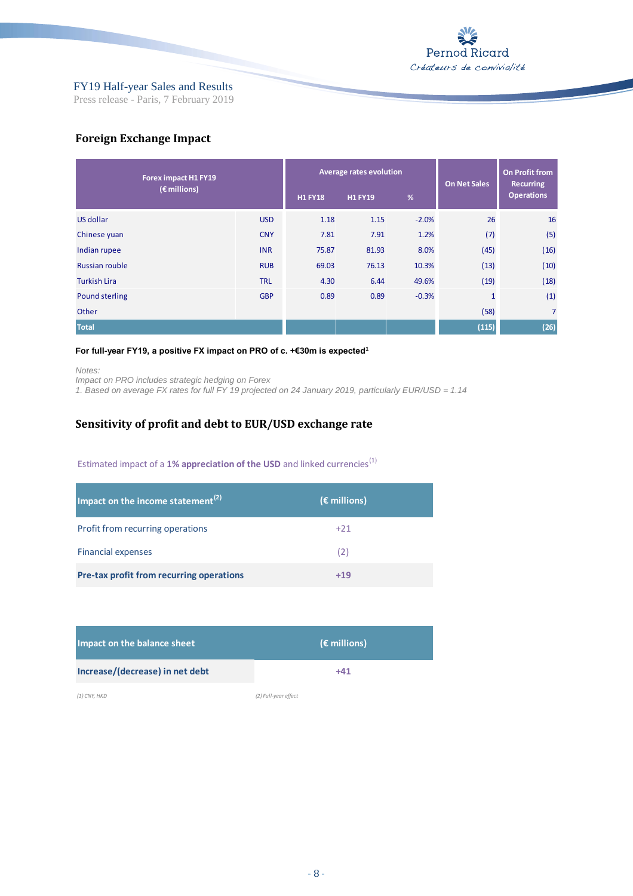## Foreign Exchange Impact

| Forex impact H1 FY19 (€ millions) | | Average rates evolution | | | On Net Sales | On Profit from Recurring Operations |
|---|---|---|---|---|---|---|
| | | H1 FY18 | H1 FY19 | % | | |
| US dollar | USD | 1.18 | 1.15 | -2.0% | 26 | 16 |
| Chinese yuan | CNY | 7.81 | 7.91 | 1.2% | (7) | (5) |
| Indian rupee | INR | 75.87 | 81.93 | 8.0% | (45) | (16) |
| Russian rouble | RUB | 69.03 | 76.13 | 10.3% | (13) | (10) |
| Turkish Lira | TRL | 4.30 | 6.44 | 49.6% | (19) | (18) |
| Pound sterling | GBP | 0.89 | 0.89 | -0.3% | 1 | (1) |
| Other | | | | | (58) | 7 |
| **Total** | | | | | **(115)** | **(26)** |

**For full-year FY19, a positive FX impact on PRO of c. +€30m is expected**[1]

*Notes:*
*Impact on PRO includes strategic hedging on Forex*
*1. Based on average FX rates for full FY 19 projected on 24 January 2019, particularly EUR/USD = 1.14*

## Sensitivity of profit and debt to EUR/USD exchange rate

Estimated impact of a **1% appreciation of the USD** and linked currencies[1]

| Impact on the income statement[2] | (€ millions) |
|---|---|
| Profit from recurring operations | +21 |
| Financial expenses | (2) |
| **Pre-tax profit from recurring operations** | **+19** |

| Impact on the balance sheet | (€ millions) |
|---|---|
| **Increase/(decrease) in net debt** | **+41** |

*(1) CNY, HKD*
*(2) Full-year effect*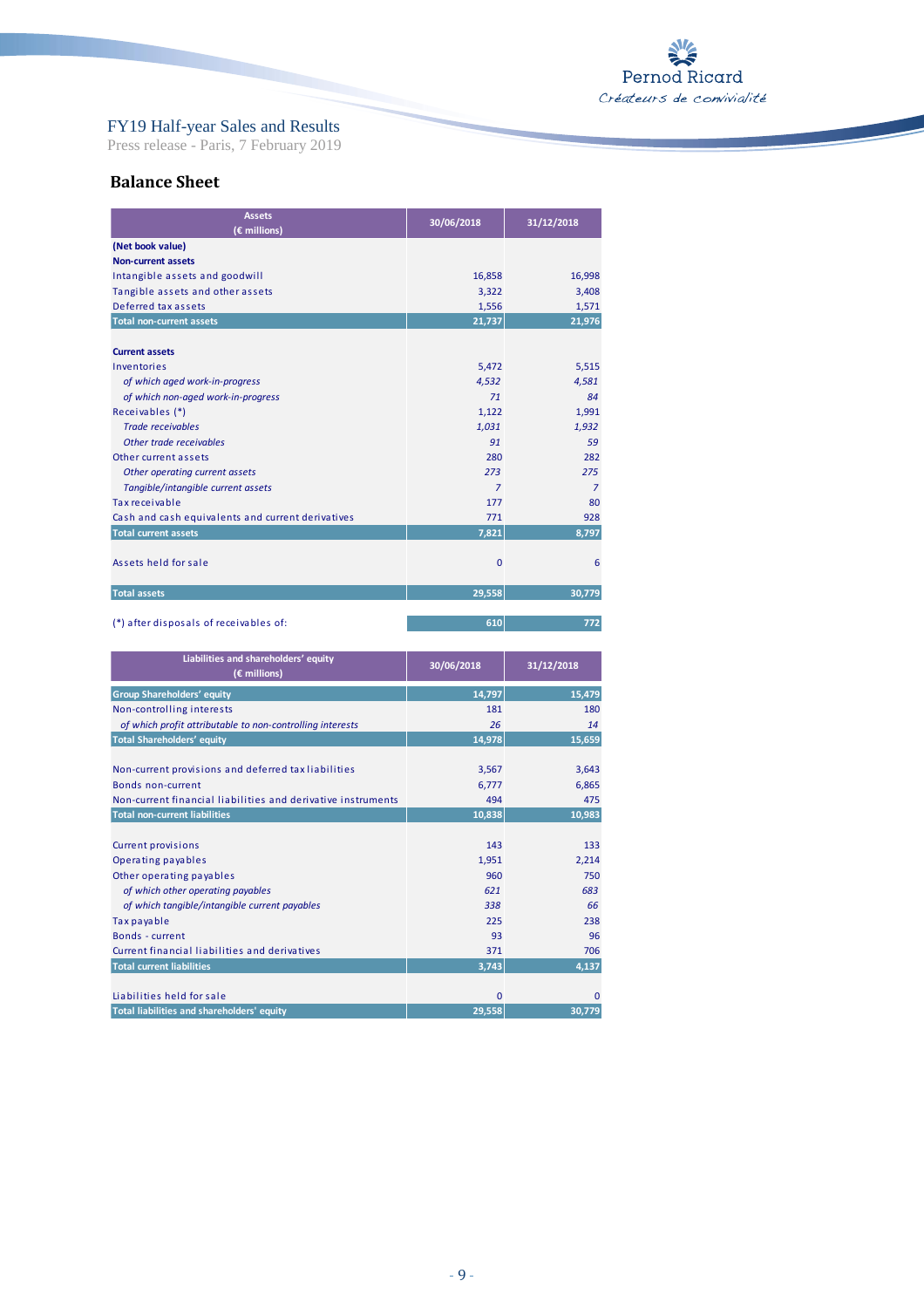FY19 Half-year Sales and Results
Press release - Paris, 7 February 2019

## Balance Sheet

| Assets (€ millions) | 30/06/2018 | 31/12/2018 |
|---|---|---|
| **(Net book value)** | | |
| **Non-current assets** | | |
| Intangible assets and goodwill | 16,858 | 16,998 |
| Tangible assets and other assets | 3,322 | 3,408 |
| Deferred tax assets | 1,556 | 1,571 |
| **Total non-current assets** | **21,737** | **21,976** |
| | | |
| **Current assets** | | |
| Inventories | 5,472 | 5,515 |
| *of which aged work-in-progress* | *4,532* | *4,581* |
| *of which non-aged work-in-progress* | *71* | *84* |
| Receivables (*) | 1,122 | 1,991 |
| *Trade receivables* | *1,031* | *1,932* |
| *Other trade receivables* | *91* | *59* |
| Other current assets | 280 | 282 |
| *Other operating current assets* | *273* | *275* |
| *Tangible/intangible current assets* | *7* | *7* |
| Tax receivable | 177 | 80 |
| Cash and cash equivalents and current derivatives | 771 | 928 |
| **Total current assets** | **7,821** | **8,797** |
| | | |
| Assets held for sale | 0 | 6 |
| | | |
| **Total assets** | **29,558** | **30,779** |
| | | |
| (*) after disposals of receivables of: | 610 | 772 |

| Liabilities and shareholders' equity (€ millions) | 30/06/2018 | 31/12/2018 |
|---|---|---|
| **Group Shareholders' equity** | **14,797** | **15,479** |
| Non-controlling interests | 181 | 180 |
| *of which profit attributable to non-controlling interests* | *26* | *14* |
| **Total Shareholders' equity** | **14,978** | **15,659** |
| | | |
| Non-current provisions and deferred tax liabilities | 3,567 | 3,643 |
| Bonds non-current | 6,777 | 6,865 |
| Non-current financial liabilities and derivative instruments | 494 | 475 |
| **Total non-current liabilities** | **10,838** | **10,983** |
| | | |
| Current provisions | 143 | 133 |
| Operating payables | 1,951 | 2,214 |
| Other operating payables | 960 | 750 |
| *of which other operating payables* | *621* | *683* |
| *of which tangible/intangible current payables* | *338* | *66* |
| Tax payable | 225 | 238 |
| Bonds - current | 93 | 96 |
| Current financial liabilities and derivatives | 371 | 706 |
| **Total current liabilities** | **3,743** | **4,137** |
| | | |
| Liabilities held for sale | 0 | 0 |
| **Total liabilities and shareholders' equity** | **29,558** | **30,779** |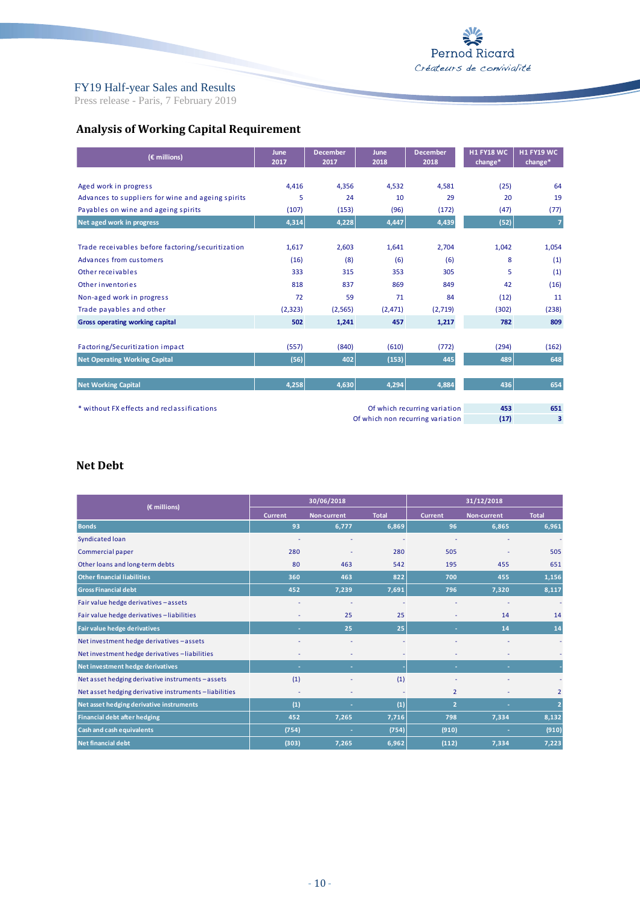FY19 Half-year Sales and Results
Press release - Paris, 7 February 2019

## Analysis of Working Capital Requirement

| (€ millions) | June 2017 | December 2017 | June 2018 | December 2018 | H1 FY18 WC change* | H1 FY19 WC change* |
|---|---|---|---|---|---|---|
| Aged work in progress | 4,416 | 4,356 | 4,532 | 4,581 | (25) | 64 |
| Advances to suppliers for wine and ageing spirits | 5 | 24 | 10 | 29 | 20 | 19 |
| Payables on wine and ageing spirits | (107) | (153) | (96) | (172) | (47) | (77) |
| **Net aged work in progress** | **4,314** | **4,228** | **4,447** | **4,439** | **(52)** | **7** |
| Trade receivables before factoring/securitization | 1,617 | 2,603 | 1,641 | 2,704 | 1,042 | 1,054 |
| Advances from customers | (16) | (8) | (6) | (6) | 8 | (1) |
| Other receivables | 333 | 315 | 353 | 305 | 5 | (1) |
| Other inventories | 818 | 837 | 869 | 849 | 42 | (16) |
| Non-aged work in progress | 72 | 59 | 71 | 84 | (12) | 11 |
| Trade payables and other | (2,323) | (2,565) | (2,471) | (2,719) | (302) | (238) |
| **Gross operating working capital** | **502** | **1,241** | **457** | **1,217** | **782** | **809** |
| Factoring/Securitization impact | (557) | (840) | (610) | (772) | (294) | (162) |
| **Net Operating Working Capital** | **(56)** | **402** | **(153)** | **445** | **489** | **648** |
| **Net Working Capital** | **4,258** | **4,630** | **4,294** | **4,884** | **436** | **654** |
| | | | | Of which recurring variation | **453** | **651** |
| | | | | Of which non recurring variation | **(17)** | **3** |

* without FX effects and reclassifications

## Net Debt

| (€ millions) | 30/06/2018 | | | 31/12/2018 | | |
|---|---|---|---|---|---|---|
| | Current | Non-current | Total | Current | Non-current | Total |
| **Bonds** | **93** | **6,777** | **6,869** | **96** | **6,865** | **6,961** |
| Syndicated loan | - | - | - | - | - | - |
| Commercial paper | 280 | - | 280 | 505 | - | 505 |
| Other loans and long-term debts | 80 | 463 | 542 | 195 | 455 | 651 |
| **Other financial liabilities** | **360** | **463** | **822** | **700** | **455** | **1,156** |
| **Gross Financial debt** | **452** | **7,239** | **7,691** | **796** | **7,320** | **8,117** |
| Fair value hedge derivatives – assets | - | - | - | - | - | - |
| Fair value hedge derivatives – liabilities | - | 25 | 25 | - | 14 | 14 |
| **Fair value hedge derivatives** | **-** | **25** | **25** | **-** | **14** | **14** |
| Net investment hedge derivatives – assets | - | - | - | - | - | - |
| Net investment hedge derivatives – liabilities | - | - | - | - | - | - |
| **Net investment hedge derivatives** | **-** | **-** | **-** | **-** | **-** | **-** |
| Net asset hedging derivative instruments – assets | (1) | - | (1) | - | - | - |
| Net asset hedging derivative instruments – liabilities | - | - | - | 2 | - | 2 |
| **Net asset hedging derivative instruments** | **(1)** | **-** | **(1)** | **2** | **-** | **2** |
| **Financial debt after hedging** | **452** | **7,265** | **7,716** | **798** | **7,334** | **8,132** |
| **Cash and cash equivalents** | **(754)** | **-** | **(754)** | **(910)** | **-** | **(910)** |
| **Net financial debt** | **(303)** | **7,265** | **6,962** | **(112)** | **7,334** | **7,223** |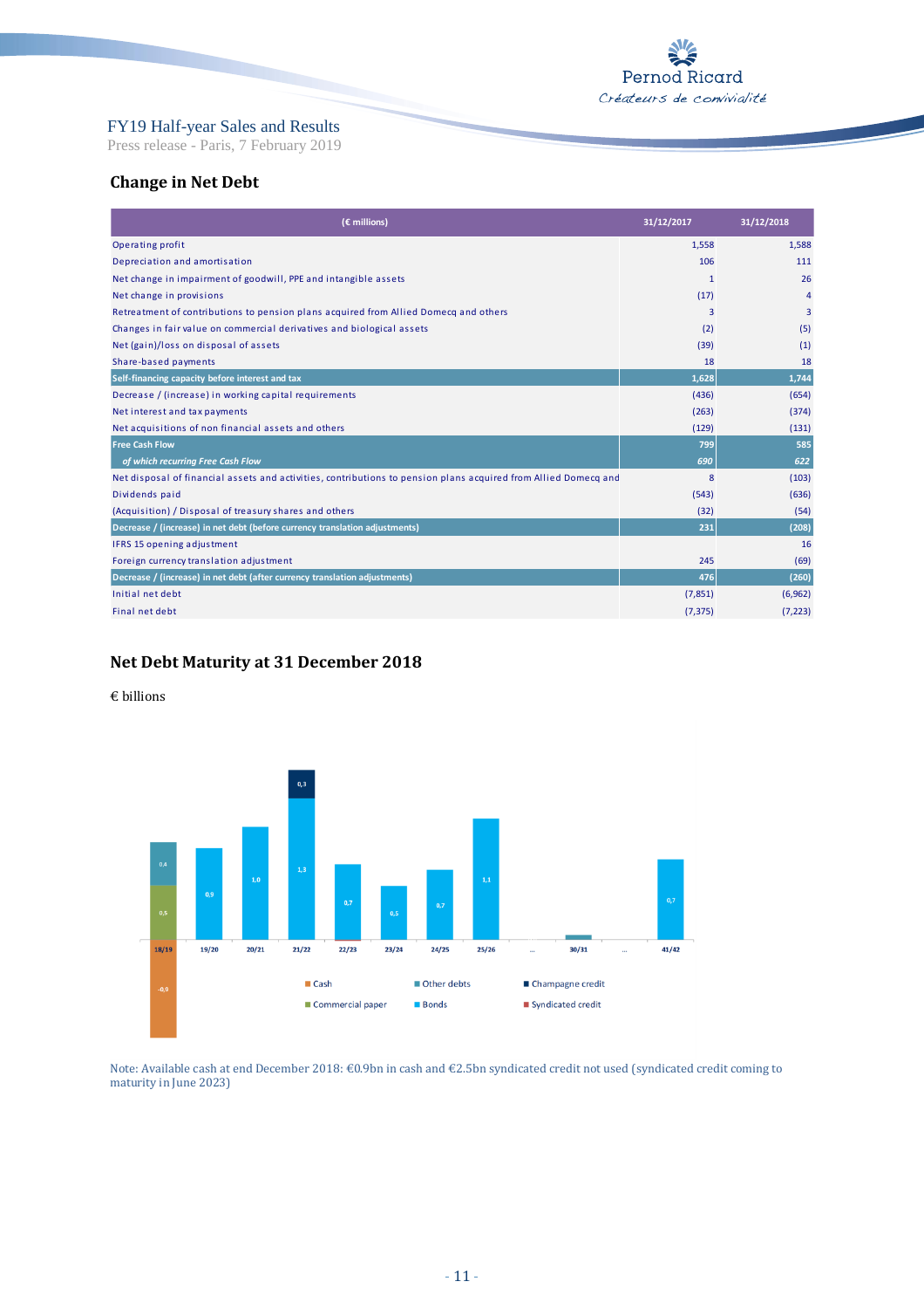## Change in Net Debt

| (€ millions) | 31/12/2017 | 31/12/2018 |
|---|---|---|
| Operating profit | 1,558 | 1,588 |
| Depreciation and amortisation | 106 | 111 |
| Net change in impairment of goodwill, PPE and intangible assets | 1 | 26 |
| Net change in provisions | (17) | 4 |
| Retreatment of contributions to pension plans acquired from Allied Domecq and others | 3 | 3 |
| Changes in fair value on commercial derivatives and biological assets | (2) | (5) |
| Net (gain)/loss on disposal of assets | (39) | (1) |
| Share-based payments | 18 | 18 |
| **Self-financing capacity before interest and tax** | **1,628** | **1,744** |
| Decrease / (increase) in working capital requirements | (436) | (654) |
| Net interest and tax payments | (263) | (374) |
| Net acquisitions of non financial assets and others | (129) | (131) |
| **Free Cash Flow** | **799** | **585** |
| ***of which recurring Free Cash Flow*** | ***690*** | ***622*** |
| Net disposal of financial assets and activities, contributions to pension plans acquired from Allied Domecq and | 8 | (103) |
| Dividends paid | (543) | (636) |
| (Acquisition) / Disposal of treasury shares and others | (32) | (54) |
| **Decrease / (increase) in net debt (before currency translation adjustments)** | **231** | **(208)** |
| IFRS 15 opening adjustment | | 16 |
| Foreign currency translation adjustment | 245 | (69) |
| **Decrease / (increase) in net debt (after currency translation adjustments)** | **476** | **(260)** |
| Initial net debt | (7,851) | (6,962) |
| Final net debt | (7,375) | (7,223) |

## Net Debt Maturity at 31 December 2018

€ billions

| Maturity | Cash | Commercial paper | Other debts | Bonds | Champagne credit | Syndicated credit |
|---|---|---|---|---|---|---|
| 18/19 | -0,9 | 0,5 | 0,4 | | | |
| 19/20 | | | | 0,9 | | |
| 20/21 | | | | 1,0 | | |
| 21/22 | | | | 1,3 | 0,3 | |
| 22/23 | | | | 0,7 | | |
| 23/24 | | | | 0,5 | | |
| 24/25 | | | | 0,7 | | |
| 25/26 | | | | 1,1 | | |
| ... | | | | | | |
| 30/31 | | | | | | |
| ... | | | | | | |
| 41/42 | | | | 0,7 | | |

Note: Available cash at end December 2018: €0.9bn in cash and €2.5bn syndicated credit not used (syndicated credit coming to maturity in June 2023)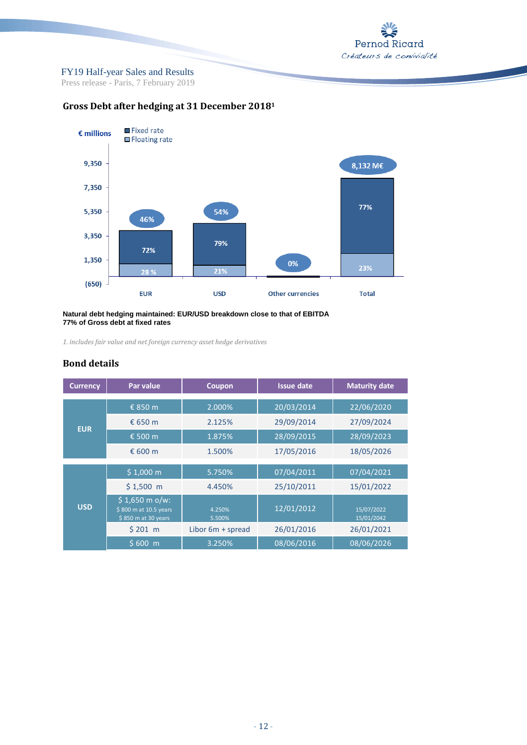## Gross Debt after hedging at 31 December 2018[1]

€ millions

| | Fixed rate | Floating rate | Share of total |
|---|---|---|---|
| EUR | 72% | 28 % | 46% |
| USD | 79% | 21% | 54% |
| Other currencies | | | 0% |
| Total (8,132 M€) | 77% | 23% | |

**Natural debt hedging maintained: EUR/USD breakdown close to that of EBITDA**
**77% of Gross debt at fixed rates**

*1. includes fair value and net foreign currency asset hedge derivatives*

## Bond details

| Currency | Par value | Coupon | Issue date | Maturity date |
|---|---|---|---|---|
| EUR | € 850 m | 2.000% | 20/03/2014 | 22/06/2020 |
| | € 650 m | 2.125% | 29/09/2014 | 27/09/2024 |
| | € 500 m | 1.875% | 28/09/2015 | 28/09/2023 |
| | € 600 m | 1.500% | 17/05/2016 | 18/05/2026 |
| USD | $ 1,000 m | 5.750% | 07/04/2011 | 07/04/2021 |
| | $ 1,500 m | 4.450% | 25/10/2011 | 15/01/2022 |
| | $ 1,650 m o/w: $ 800 m at 10.5 years; $ 850 m at 30 years | 4.250%; 5.500% | 12/01/2012 | 15/07/2022; 15/01/2042 |
| | $ 201 m | Libor 6m + spread | 26/01/2016 | 26/01/2021 |
| | $ 600 m | 3.250% | 08/06/2016 | 08/06/2026 |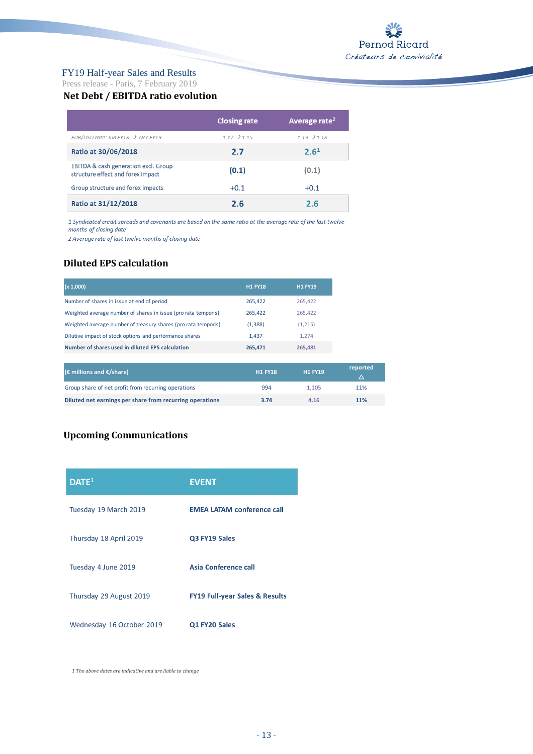## Net Debt / EBITDA ratio evolution

| | Closing rate | Average rate[2] |
|---|---|---|
| *EUR/USD rate: Jun FY18 → Dec FY19* | *1.17 → 1.15* | *1.19 → 1.18* |
| **Ratio at 30/06/2018** | **2.7** | **2.6[1]** |
| EBITDA & cash generation excl. Group structure effect and forex impact | (0.1) | (0.1) |
| Group structure and forex impacts | +0.1 | +0.1 |
| **Ratio at 31/12/2018** | **2.6** | **2.6** |

*1 Syndicated credit spreads and covenants are based on the same ratio at the average rate of the last twelve months of closing date*

*2 Average rate of last twelve months of closing date*

## Diluted EPS calculation

| (x 1,000) | H1 FY18 | H1 FY19 |
|---|---|---|
| Number of shares in issue at end of period | 265,422 | 265,422 |
| Weighted average number of shares in issue (pro rata temporis) | 265,422 | 265,422 |
| Weighted average number of treasury shares (pro rata temporis) | (1,388) | (1,215) |
| Dilutive impact of stock options and performance shares | 1,437 | 1,274 |
| **Number of shares used in diluted EPS calculation** | **265,471** | **265,481** |

| (€ millions and €/share) | H1 FY18 | H1 FY19 | reported Δ |
|---|---|---|---|
| Group share of net profit from recurring operations | 994 | 1,105 | 11% |
| **Diluted net earnings per share from recurring operations** | **3.74** | **4.16** | **11%** |

## Upcoming Communications

| DATE[1] | EVENT |
|---|---|
| Tuesday 19 March 2019 | **EMEA LATAM conference call** |
| Thursday 18 April 2019 | **Q3 FY19 Sales** |
| Tuesday 4 June 2019 | **Asia Conference call** |
| Thursday 29 August 2019 | **FY19 Full-year Sales & Results** |
| Wednesday 16 October 2019 | **Q1 FY20 Sales** |

*1 The above dates are indicative and are liable to change*